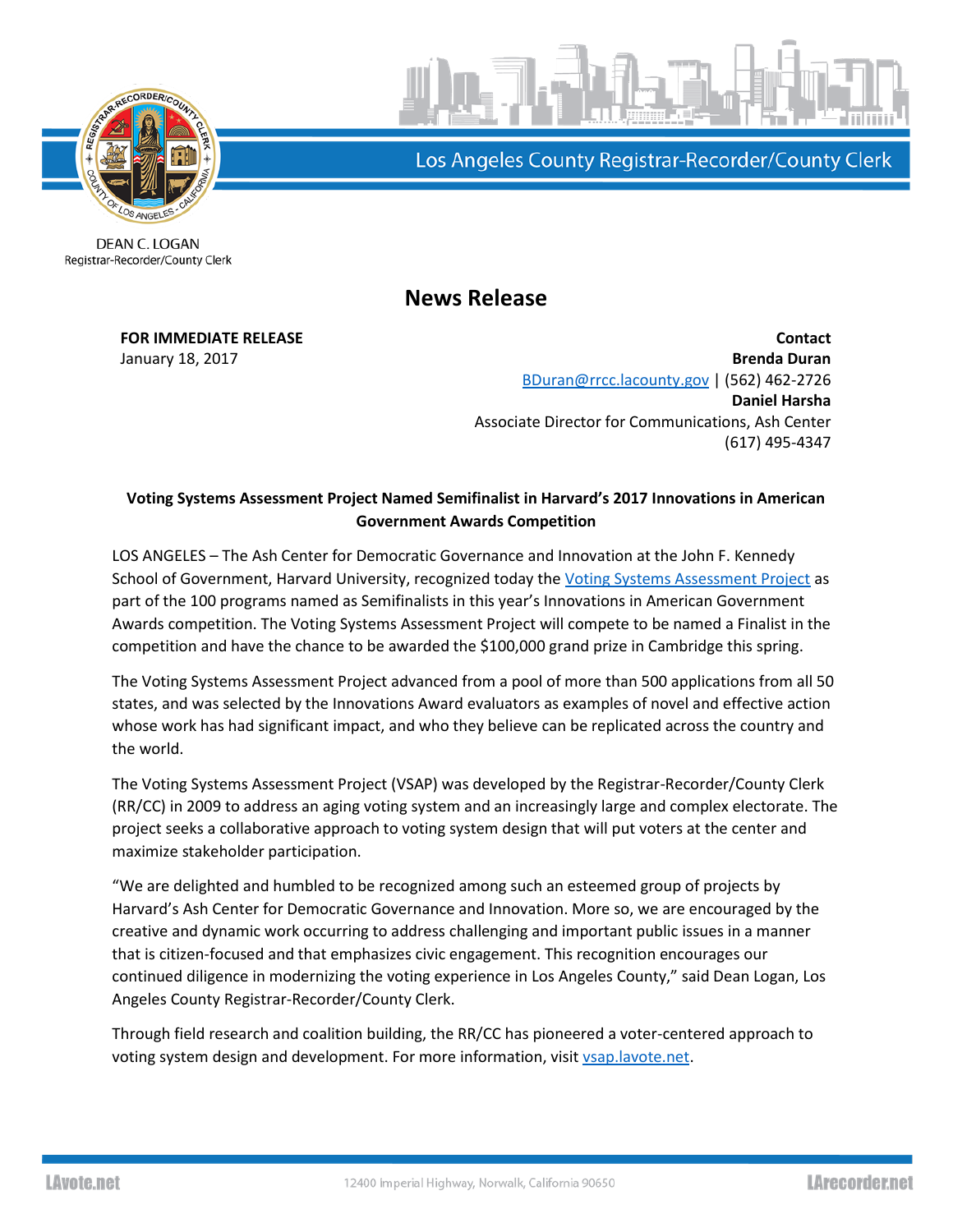Los Angeles County Registrar-Recorder/County Clerk

DEAN C. LOGAN
Registrar-Recorder/County Clerk

# News Release

**FOR IMMEDIATE RELEASE**
January 18, 2017

**Contact**
**Brenda Duran**
BDuran@rrcc.lacounty.gov | (562) 462-2726
**Daniel Harsha**
Associate Director for Communications, Ash Center
(617) 495-4347

**Voting Systems Assessment Project Named Semifinalist in Harvard's 2017 Innovations in American Government Awards Competition**

LOS ANGELES – The Ash Center for Democratic Governance and Innovation at the John F. Kennedy School of Government, Harvard University, recognized today the Voting Systems Assessment Project as part of the 100 programs named as Semifinalists in this year's Innovations in American Government Awards competition. The Voting Systems Assessment Project will compete to be named a Finalist in the competition and have the chance to be awarded the $100,000 grand prize in Cambridge this spring.

The Voting Systems Assessment Project advanced from a pool of more than 500 applications from all 50 states, and was selected by the Innovations Award evaluators as examples of novel and effective action whose work has had significant impact, and who they believe can be replicated across the country and the world.

The Voting Systems Assessment Project (VSAP) was developed by the Registrar-Recorder/County Clerk (RR/CC) in 2009 to address an aging voting system and an increasingly large and complex electorate. The project seeks a collaborative approach to voting system design that will put voters at the center and maximize stakeholder participation.

"We are delighted and humbled to be recognized among such an esteemed group of projects by Harvard's Ash Center for Democratic Governance and Innovation. More so, we are encouraged by the creative and dynamic work occurring to address challenging and important public issues in a manner that is citizen-focused and that emphasizes civic engagement. This recognition encourages our continued diligence in modernizing the voting experience in Los Angeles County," said Dean Logan, Los Angeles County Registrar-Recorder/County Clerk.

Through field research and coalition building, the RR/CC has pioneered a voter-centered approach to voting system design and development. For more information, visit vsap.lavote.net.

LAvote.net 12400 Imperial Highway, Norwalk, California 90650 LArecorder.net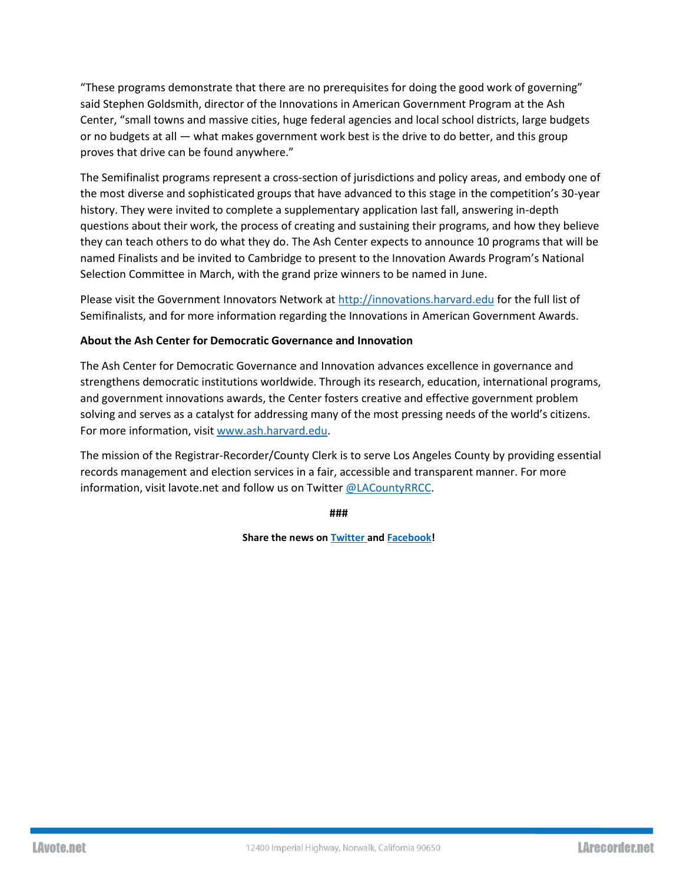"These programs demonstrate that there are no prerequisites for doing the good work of governing" said Stephen Goldsmith, director of the Innovations in American Government Program at the Ash Center, "small towns and massive cities, huge federal agencies and local school districts, large budgets or no budgets at all — what makes government work best is the drive to do better, and this group proves that drive can be found anywhere."

The Semifinalist programs represent a cross-section of jurisdictions and policy areas, and embody one of the most diverse and sophisticated groups that have advanced to this stage in the competition's 30-year history. They were invited to complete a supplementary application last fall, answering in-depth questions about their work, the process of creating and sustaining their programs, and how they believe they can teach others to do what they do. The Ash Center expects to announce 10 programs that will be named Finalists and be invited to Cambridge to present to the Innovation Awards Program's National Selection Committee in March, with the grand prize winners to be named in June.

Please visit the Government Innovators Network at [http://innovations.harvard.edu](http://innovations.harvard.edu) for the full list of Semifinalists, and for more information regarding the Innovations in American Government Awards.

**About the Ash Center for Democratic Governance and Innovation**

The Ash Center for Democratic Governance and Innovation advances excellence in governance and strengthens democratic institutions worldwide. Through its research, education, international programs, and government innovations awards, the Center fosters creative and effective government problem solving and serves as a catalyst for addressing many of the most pressing needs of the world's citizens. For more information, visit [www.ash.harvard.edu](http://www.ash.harvard.edu).

The mission of the Registrar-Recorder/County Clerk is to serve Los Angeles County by providing essential records management and election services in a fair, accessible and transparent manner. For more information, visit lavote.net and follow us on Twitter @LACountyRRCC.

**###**

**Share the news on Twitter and Facebook!**

LAvote.net 12400 Imperial Highway, Norwalk, California 90650 LArecorder.net